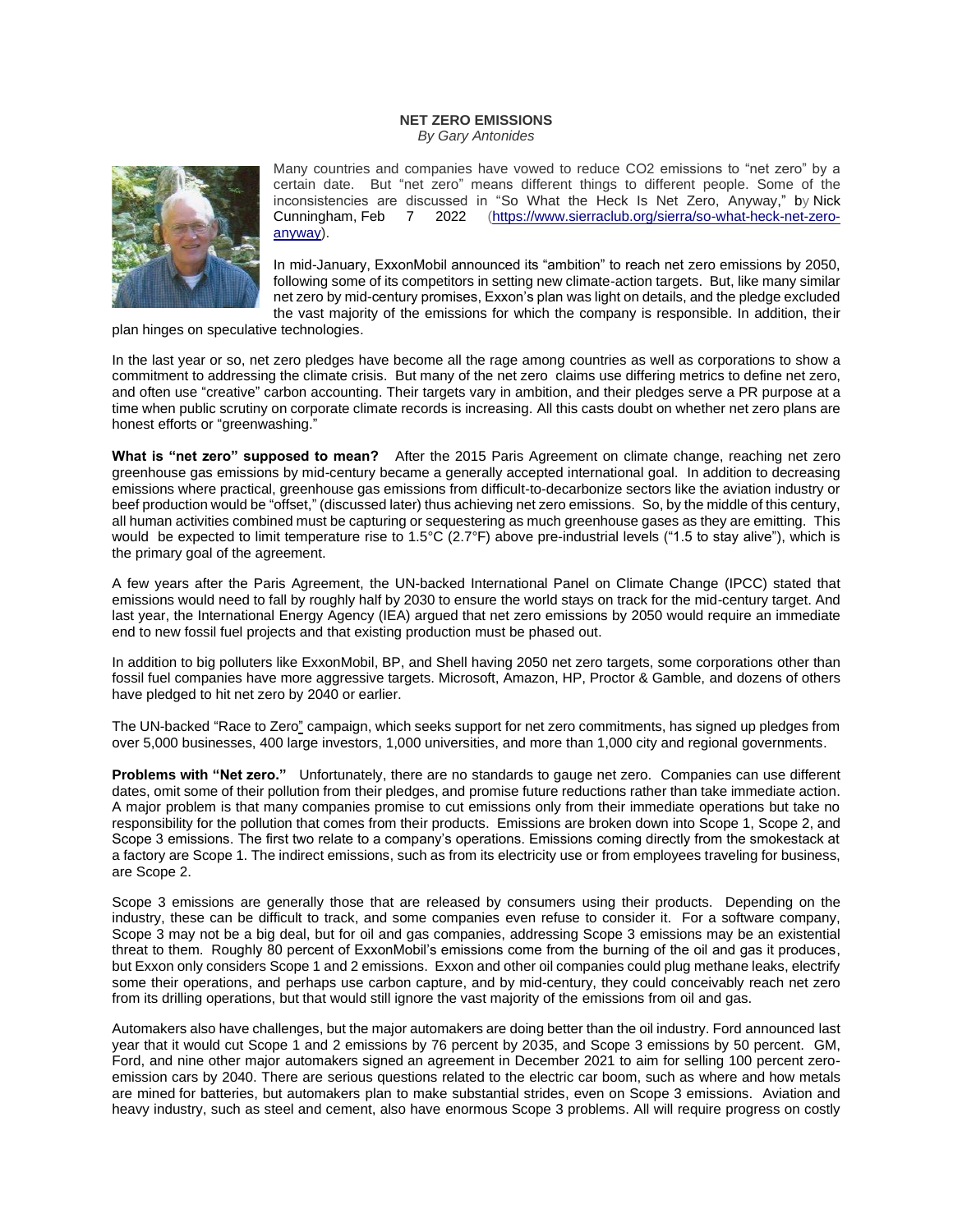**NET ZERO EMISSIONS**
*By Gary Antonides*

Many countries and companies have vowed to reduce CO2 emissions to "net zero" by a certain date. But "net zero" means different things to different people. Some of the inconsistencies are discussed in "So What the Heck Is Net Zero, Anyway," by Nick Cunningham, Feb 7 2022 (https://www.sierraclub.org/sierra/so-what-heck-net-zero-anyway).

In mid-January, ExxonMobil announced its "ambition" to reach net zero emissions by 2050, following some of its competitors in setting new climate-action targets. But, like many similar net zero by mid-century promises, Exxon's plan was light on details, and the pledge excluded the vast majority of the emissions for which the company is responsible. In addition, their plan hinges on speculative technologies.

In the last year or so, net zero pledges have become all the rage among countries as well as corporations to show a commitment to addressing the climate crisis. But many of the net zero claims use differing metrics to define net zero, and often use "creative" carbon accounting. Their targets vary in ambition, and their pledges serve a PR purpose at a time when public scrutiny on corporate climate records is increasing. All this casts doubt on whether net zero plans are honest efforts or "greenwashing."

**What is "net zero" supposed to mean?** After the 2015 Paris Agreement on climate change, reaching net zero greenhouse gas emissions by mid-century became a generally accepted international goal. In addition to decreasing emissions where practical, greenhouse gas emissions from difficult-to-decarbonize sectors like the aviation industry or beef production would be "offset," (discussed later) thus achieving net zero emissions. So, by the middle of this century, all human activities combined must be capturing or sequestering as much greenhouse gases as they are emitting. This would be expected to limit temperature rise to 1.5°C (2.7°F) above pre-industrial levels ("1.5 to stay alive"), which is the primary goal of the agreement.

A few years after the Paris Agreement, the UN-backed International Panel on Climate Change (IPCC) stated that emissions would need to fall by roughly half by 2030 to ensure the world stays on track for the mid-century target. And last year, the International Energy Agency (IEA) argued that net zero emissions by 2050 would require an immediate end to new fossil fuel projects and that existing production must be phased out.

In addition to big polluters like ExxonMobil, BP, and Shell having 2050 net zero targets, some corporations other than fossil fuel companies have more aggressive targets. Microsoft, Amazon, HP, Proctor & Gamble, and dozens of others have pledged to hit net zero by 2040 or earlier.

The UN-backed "Race to Zero" campaign, which seeks support for net zero commitments, has signed up pledges from over 5,000 businesses, 400 large investors, 1,000 universities, and more than 1,000 city and regional governments.

**Problems with "Net zero."** Unfortunately, there are no standards to gauge net zero. Companies can use different dates, omit some of their pollution from their pledges, and promise future reductions rather than take immediate action. A major problem is that many companies promise to cut emissions only from their immediate operations but take no responsibility for the pollution that comes from their products. Emissions are broken down into Scope 1, Scope 2, and Scope 3 emissions. The first two relate to a company's operations. Emissions coming directly from the smokestack at a factory are Scope 1. The indirect emissions, such as from its electricity use or from employees traveling for business, are Scope 2.

Scope 3 emissions are generally those that are released by consumers using their products. Depending on the industry, these can be difficult to track, and some companies even refuse to consider it. For a software company, Scope 3 may not be a big deal, but for oil and gas companies, addressing Scope 3 emissions may be an existential threat to them. Roughly 80 percent of ExxonMobil's emissions come from the burning of the oil and gas it produces, but Exxon only considers Scope 1 and 2 emissions. Exxon and other oil companies could plug methane leaks, electrify some their operations, and perhaps use carbon capture, and by mid-century, they could conceivably reach net zero from its drilling operations, but that would still ignore the vast majority of the emissions from oil and gas.

Automakers also have challenges, but the major automakers are doing better than the oil industry. Ford announced last year that it would cut Scope 1 and 2 emissions by 76 percent by 2035, and Scope 3 emissions by 50 percent. GM, Ford, and nine other major automakers signed an agreement in December 2021 to aim for selling 100 percent zero-emission cars by 2040. There are serious questions related to the electric car boom, such as where and how metals are mined for batteries, but automakers plan to make substantial strides, even on Scope 3 emissions. Aviation and heavy industry, such as steel and cement, also have enormous Scope 3 problems. All will require progress on costly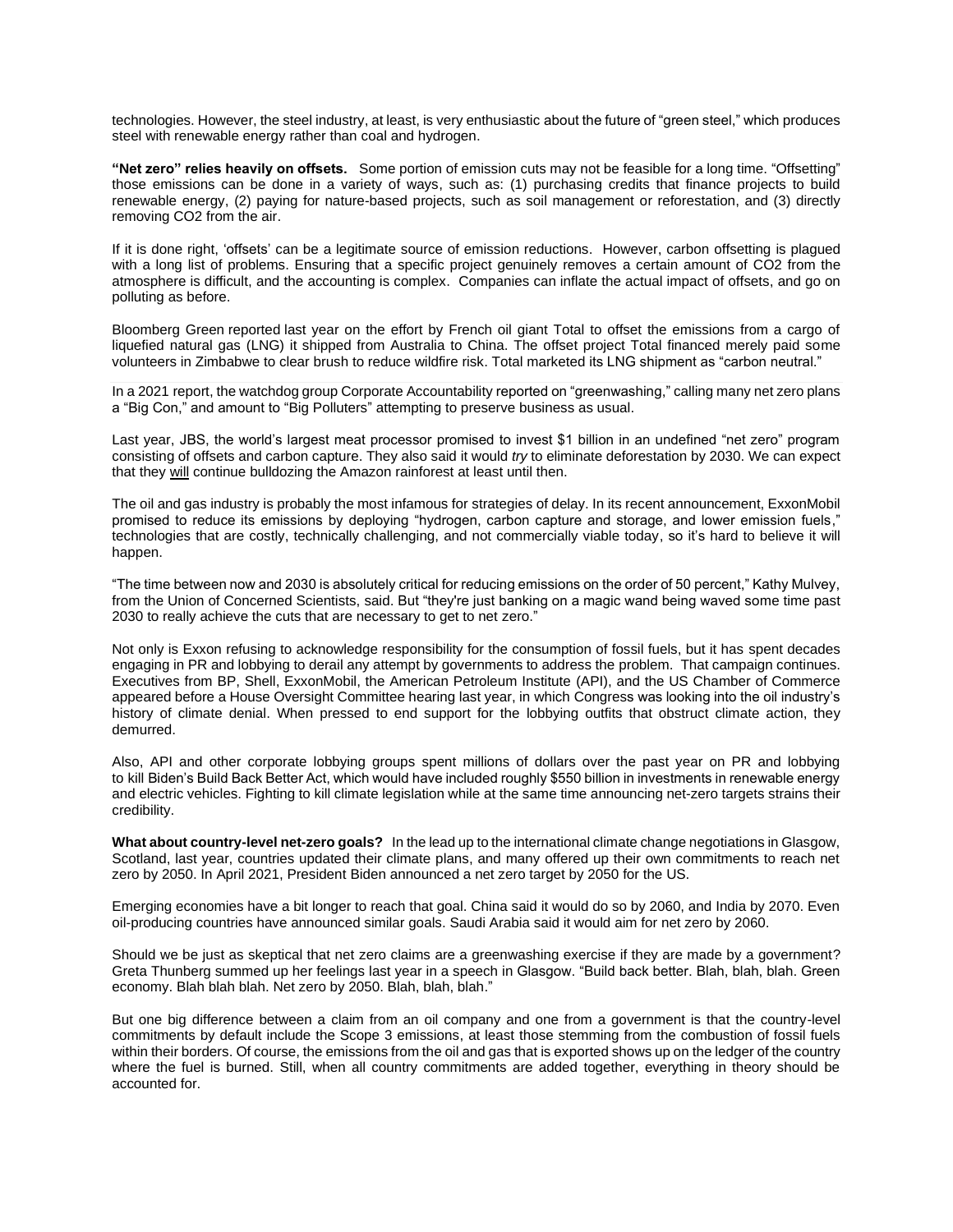technologies. However, the steel industry, at least, is very enthusiastic about the future of "green steel," which produces steel with renewable energy rather than coal and hydrogen.

**"Net zero" relies heavily on offsets.** Some portion of emission cuts may not be feasible for a long time. "Offsetting" those emissions can be done in a variety of ways, such as: (1) purchasing credits that finance projects to build renewable energy, (2) paying for nature-based projects, such as soil management or reforestation, and (3) directly removing CO2 from the air.

If it is done right, 'offsets' can be a legitimate source of emission reductions. However, carbon offsetting is plagued with a long list of problems. Ensuring that a specific project genuinely removes a certain amount of CO2 from the atmosphere is difficult, and the accounting is complex. Companies can inflate the actual impact of offsets, and go on polluting as before.

Bloomberg Green reported last year on the effort by French oil giant Total to offset the emissions from a cargo of liquefied natural gas (LNG) it shipped from Australia to China. The offset project Total financed merely paid some volunteers in Zimbabwe to clear brush to reduce wildfire risk. Total marketed its LNG shipment as "carbon neutral."

In a 2021 report, the watchdog group Corporate Accountability reported on "greenwashing," calling many net zero plans a "Big Con," and amount to "Big Polluters" attempting to preserve business as usual.

Last year, JBS, the world's largest meat processor promised to invest $1 billion in an undefined "net zero" program consisting of offsets and carbon capture. They also said it would *try* to eliminate deforestation by 2030. We can expect that they <u>will</u> continue bulldozing the Amazon rainforest at least until then.

The oil and gas industry is probably the most infamous for strategies of delay. In its recent announcement, ExxonMobil promised to reduce its emissions by deploying "hydrogen, carbon capture and storage, and lower emission fuels," technologies that are costly, technically challenging, and not commercially viable today, so it's hard to believe it will happen.

"The time between now and 2030 is absolutely critical for reducing emissions on the order of 50 percent," Kathy Mulvey, from the Union of Concerned Scientists, said. But "they're just banking on a magic wand being waved some time past 2030 to really achieve the cuts that are necessary to get to net zero."

Not only is Exxon refusing to acknowledge responsibility for the consumption of fossil fuels, but it has spent decades engaging in PR and lobbying to derail any attempt by governments to address the problem. That campaign continues. Executives from BP, Shell, ExxonMobil, the American Petroleum Institute (API), and the US Chamber of Commerce appeared before a House Oversight Committee hearing last year, in which Congress was looking into the oil industry's history of climate denial. When pressed to end support for the lobbying outfits that obstruct climate action, they demurred.

Also, API and other corporate lobbying groups spent millions of dollars over the past year on PR and lobbying to kill Biden's Build Back Better Act, which would have included roughly $550 billion in investments in renewable energy and electric vehicles. Fighting to kill climate legislation while at the same time announcing net-zero targets strains their credibility.

**What about country-level net-zero goals?** In the lead up to the international climate change negotiations in Glasgow, Scotland, last year, countries updated their climate plans, and many offered up their own commitments to reach net zero by 2050. In April 2021, President Biden announced a net zero target by 2050 for the US.

Emerging economies have a bit longer to reach that goal. China said it would do so by 2060, and India by 2070. Even oil-producing countries have announced similar goals. Saudi Arabia said it would aim for net zero by 2060.

Should we be just as skeptical that net zero claims are a greenwashing exercise if they are made by a government? Greta Thunberg summed up her feelings last year in a speech in Glasgow. "Build back better. Blah, blah, blah. Green economy. Blah blah blah. Net zero by 2050. Blah, blah, blah."

But one big difference between a claim from an oil company and one from a government is that the country-level commitments by default include the Scope 3 emissions, at least those stemming from the combustion of fossil fuels within their borders. Of course, the emissions from the oil and gas that is exported shows up on the ledger of the country where the fuel is burned. Still, when all country commitments are added together, everything in theory should be accounted for.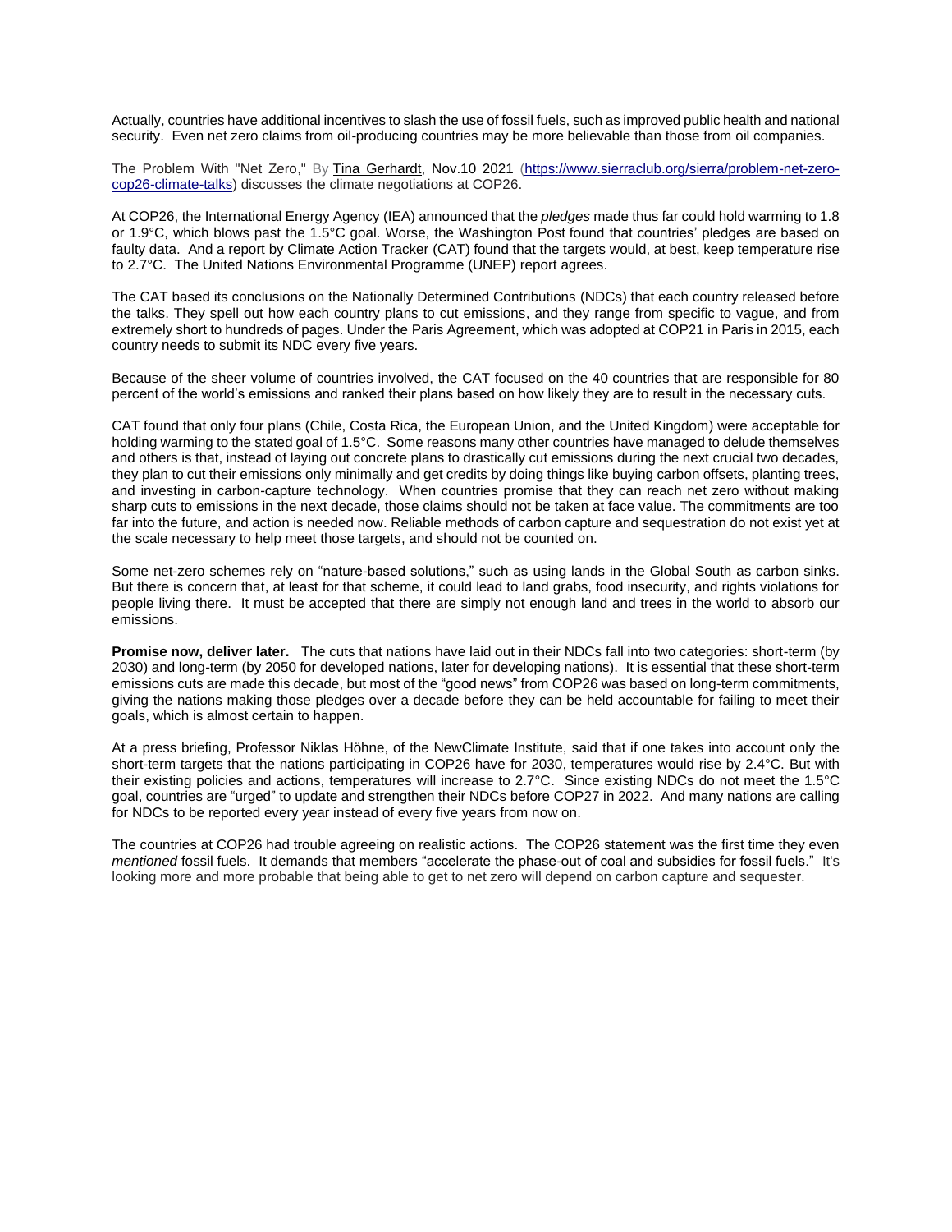Actually, countries have additional incentives to slash the use of fossil fuels, such as improved public health and national security. Even net zero claims from oil-producing countries may be more believable than those from oil companies.

The Problem With "Net Zero," By Tina Gerhardt, Nov.10 2021 ([https://www.sierraclub.org/sierra/problem-net-zero-cop26-climate-talks](https://www.sierraclub.org/sierra/problem-net-zero-cop26-climate-talks)) discusses the climate negotiations at COP26.

At COP26, the International Energy Agency (IEA) announced that the *pledges* made thus far could hold warming to 1.8 or 1.9°C, which blows past the 1.5°C goal. Worse, the Washington Post found that countries' pledges are based on faulty data. And a report by Climate Action Tracker (CAT) found that the targets would, at best, keep temperature rise to 2.7°C. The United Nations Environmental Programme (UNEP) report agrees.

The CAT based its conclusions on the Nationally Determined Contributions (NDCs) that each country released before the talks. They spell out how each country plans to cut emissions, and they range from specific to vague, and from extremely short to hundreds of pages. Under the Paris Agreement, which was adopted at COP21 in Paris in 2015, each country needs to submit its NDC every five years.

Because of the sheer volume of countries involved, the CAT focused on the 40 countries that are responsible for 80 percent of the world's emissions and ranked their plans based on how likely they are to result in the necessary cuts.

CAT found that only four plans (Chile, Costa Rica, the European Union, and the United Kingdom) were acceptable for holding warming to the stated goal of 1.5°C. Some reasons many other countries have managed to delude themselves and others is that, instead of laying out concrete plans to drastically cut emissions during the next crucial two decades, they plan to cut their emissions only minimally and get credits by doing things like buying carbon offsets, planting trees, and investing in carbon-capture technology. When countries promise that they can reach net zero without making sharp cuts to emissions in the next decade, those claims should not be taken at face value. The commitments are too far into the future, and action is needed now. Reliable methods of carbon capture and sequestration do not exist yet at the scale necessary to help meet those targets, and should not be counted on.

Some net-zero schemes rely on "nature-based solutions," such as using lands in the Global South as carbon sinks. But there is concern that, at least for that scheme, it could lead to land grabs, food insecurity, and rights violations for people living there. It must be accepted that there are simply not enough land and trees in the world to absorb our emissions.

**Promise now, deliver later.** The cuts that nations have laid out in their NDCs fall into two categories: short-term (by 2030) and long-term (by 2050 for developed nations, later for developing nations). It is essential that these short-term emissions cuts are made this decade, but most of the "good news" from COP26 was based on long-term commitments, giving the nations making those pledges over a decade before they can be held accountable for failing to meet their goals, which is almost certain to happen.

At a press briefing, Professor Niklas Höhne, of the NewClimate Institute, said that if one takes into account only the short-term targets that the nations participating in COP26 have for 2030, temperatures would rise by 2.4°C. But with their existing policies and actions, temperatures will increase to 2.7°C. Since existing NDCs do not meet the 1.5°C goal, countries are "urged" to update and strengthen their NDCs before COP27 in 2022. And many nations are calling for NDCs to be reported every year instead of every five years from now on.

The countries at COP26 had trouble agreeing on realistic actions. The COP26 statement was the first time they even *mentioned* fossil fuels. It demands that members "accelerate the phase-out of coal and subsidies for fossil fuels." It's looking more and more probable that being able to get to net zero will depend on carbon capture and sequester.